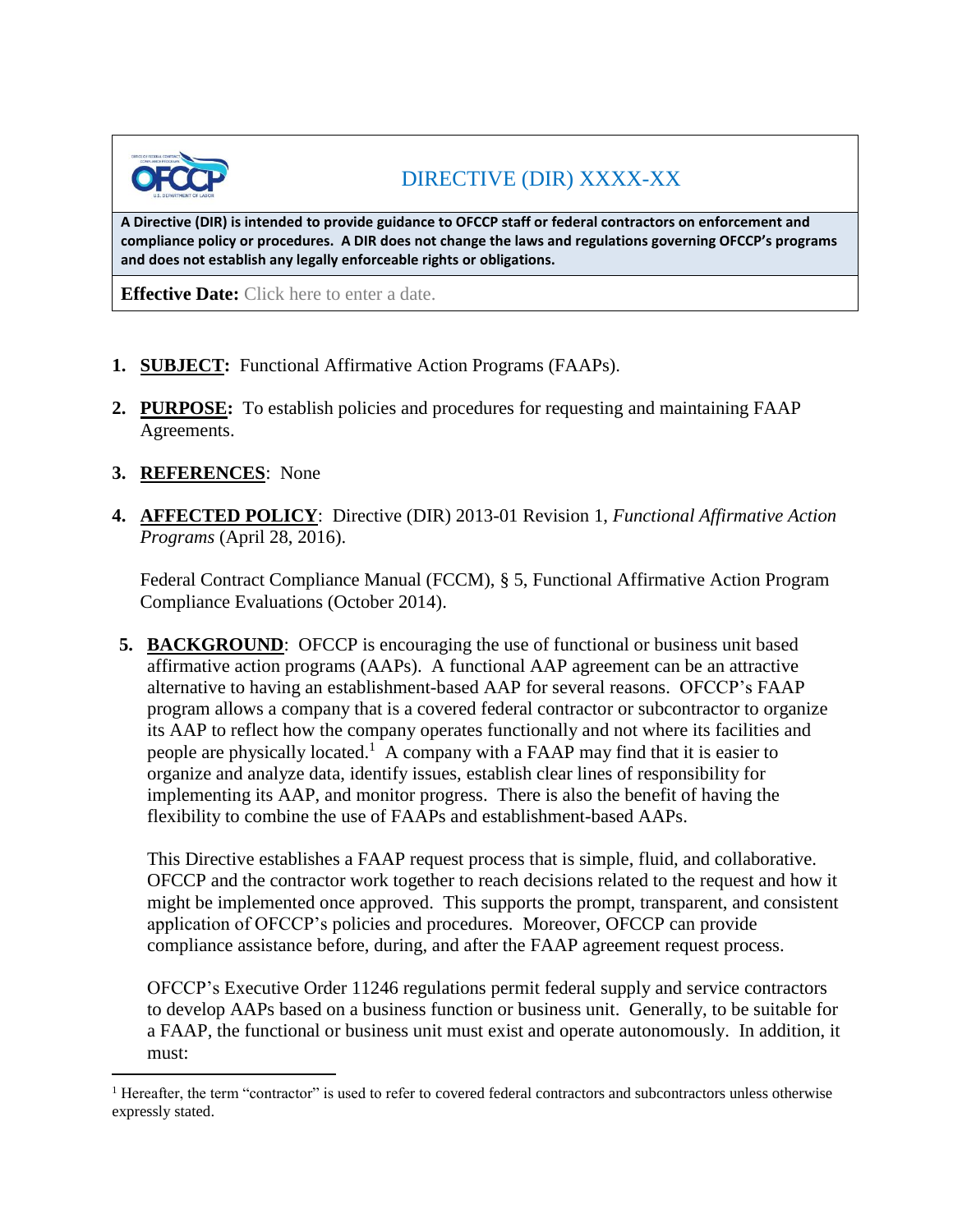# DIRECTIVE (DIR) XXXX-XX

**A Directive (DIR) is intended to provide guidance to OFCCP staff or federal contractors on enforcement and compliance policy or procedures. A DIR does not change the laws and regulations governing OFCCP's programs and does not establish any legally enforceable rights or obligations.**

**Effective Date:** Click here to enter a date.

1. **SUBJECT:** Functional Affirmative Action Programs (FAAPs).

2. **PURPOSE:** To establish policies and procedures for requesting and maintaining FAAP Agreements.

3. **REFERENCES**: None

4. **AFFECTED POLICY**: Directive (DIR) 2013-01 Revision 1, *Functional Affirmative Action Programs* (April 28, 2016).

   Federal Contract Compliance Manual (FCCM), § 5, Functional Affirmative Action Program Compliance Evaluations (October 2014).

5. **BACKGROUND**: OFCCP is encouraging the use of functional or business unit based affirmative action programs (AAPs). A functional AAP agreement can be an attractive alternative to having an establishment-based AAP for several reasons. OFCCP's FAAP program allows a company that is a covered federal contractor or subcontractor to organize its AAP to reflect how the company operates functionally and not where its facilities and people are physically located.[1] A company with a FAAP may find that it is easier to organize and analyze data, identify issues, establish clear lines of responsibility for implementing its AAP, and monitor progress. There is also the benefit of having the flexibility to combine the use of FAAPs and establishment-based AAPs.

   This Directive establishes a FAAP request process that is simple, fluid, and collaborative. OFCCP and the contractor work together to reach decisions related to the request and how it might be implemented once approved. This supports the prompt, transparent, and consistent application of OFCCP's policies and procedures. Moreover, OFCCP can provide compliance assistance before, during, and after the FAAP agreement request process.

   OFCCP's Executive Order 11246 regulations permit federal supply and service contractors to develop AAPs based on a business function or business unit. Generally, to be suitable for a FAAP, the functional or business unit must exist and operate autonomously. In addition, it must:

[1] Hereafter, the term "contractor" is used to refer to covered federal contractors and subcontractors unless otherwise expressly stated.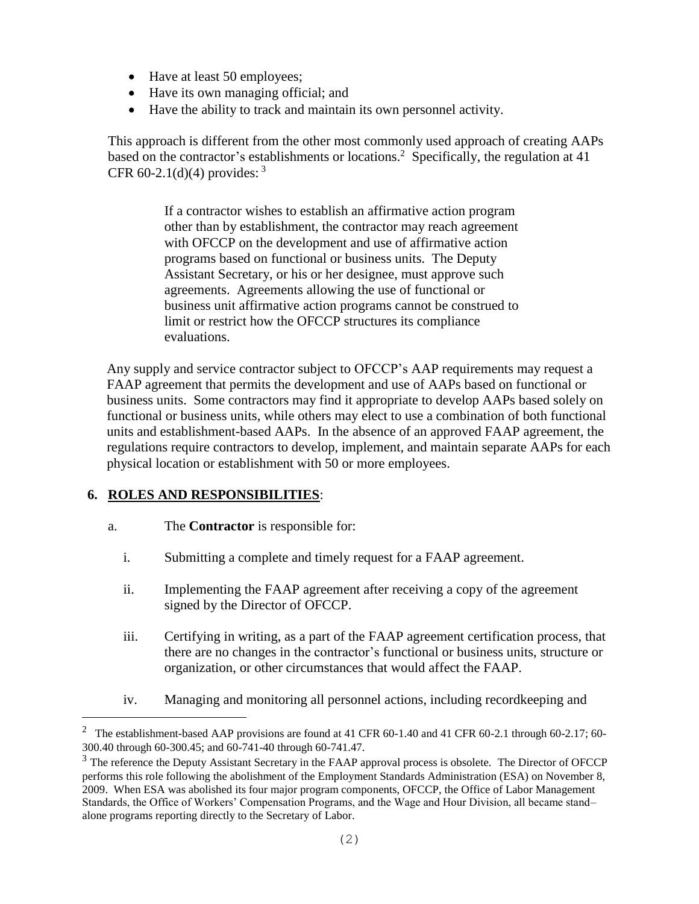- Have at least 50 employees;
- Have its own managing official; and
- Have the ability to track and maintain its own personnel activity.

This approach is different from the other most commonly used approach of creating AAPs based on the contractor's establishments or locations.[2] Specifically, the regulation at 41 CFR 60-2.1(d)(4) provides: [3]

> If a contractor wishes to establish an affirmative action program other than by establishment, the contractor may reach agreement with OFCCP on the development and use of affirmative action programs based on functional or business units. The Deputy Assistant Secretary, or his or her designee, must approve such agreements. Agreements allowing the use of functional or business unit affirmative action programs cannot be construed to limit or restrict how the OFCCP structures its compliance evaluations.

Any supply and service contractor subject to OFCCP's AAP requirements may request a FAAP agreement that permits the development and use of AAPs based on functional or business units. Some contractors may find it appropriate to develop AAPs based solely on functional or business units, while others may elect to use a combination of both functional units and establishment-based AAPs. In the absence of an approved FAAP agreement, the regulations require contractors to develop, implement, and maintain separate AAPs for each physical location or establishment with 50 or more employees.

## 6. ROLES AND RESPONSIBILITIES:

a. The **Contractor** is responsible for:

i. Submitting a complete and timely request for a FAAP agreement.

ii. Implementing the FAAP agreement after receiving a copy of the agreement signed by the Director of OFCCP.

iii. Certifying in writing, as a part of the FAAP agreement certification process, that there are no changes in the contractor's functional or business units, structure or organization, or other circumstances that would affect the FAAP.

iv. Managing and monitoring all personnel actions, including recordkeeping and

---

[2] The establishment-based AAP provisions are found at 41 CFR 60-1.40 and 41 CFR 60-2.1 through 60-2.17; 60-300.40 through 60-300.45; and 60-741-40 through 60-741.47.

[3] The reference the Deputy Assistant Secretary in the FAAP approval process is obsolete. The Director of OFCCP performs this role following the abolishment of the Employment Standards Administration (ESA) on November 8, 2009. When ESA was abolished its four major program components, OFCCP, the Office of Labor Management Standards, the Office of Workers' Compensation Programs, and the Wage and Hour Division, all became stand–alone programs reporting directly to the Secretary of Labor.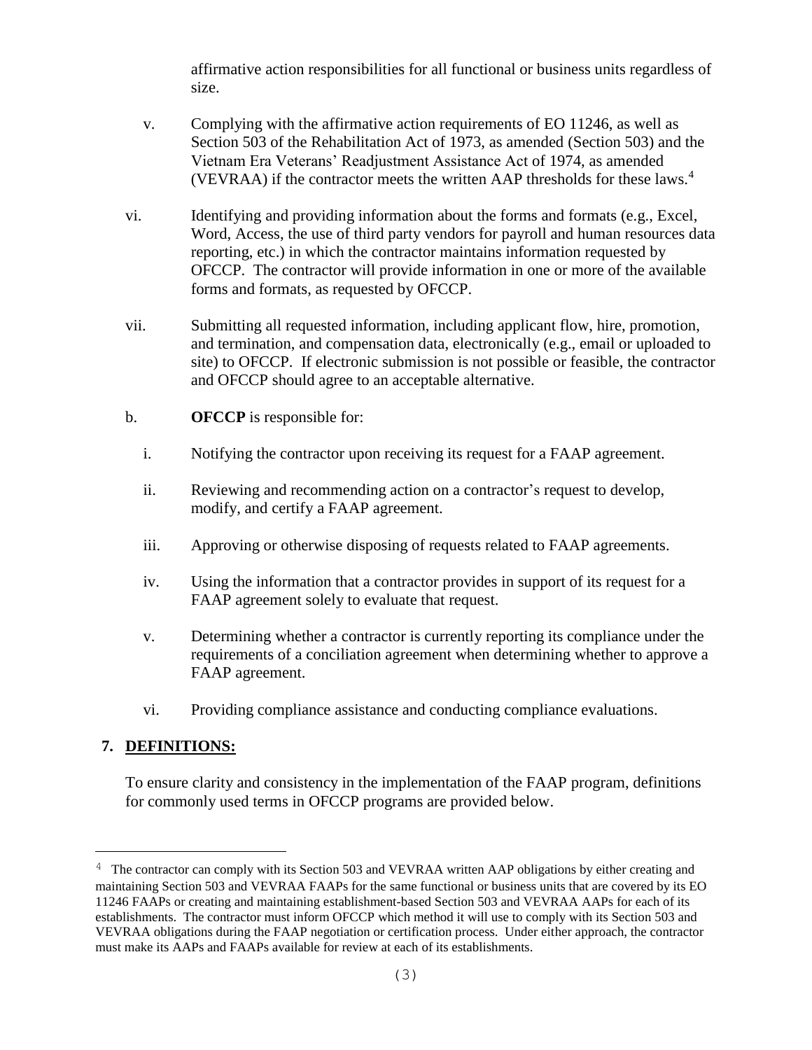affirmative action responsibilities for all functional or business units regardless of size.

v. Complying with the affirmative action requirements of EO 11246, as well as Section 503 of the Rehabilitation Act of 1973, as amended (Section 503) and the Vietnam Era Veterans' Readjustment Assistance Act of 1974, as amended (VEVRAA) if the contractor meets the written AAP thresholds for these laws.[4]

vi. Identifying and providing information about the forms and formats (e.g., Excel, Word, Access, the use of third party vendors for payroll and human resources data reporting, etc.) in which the contractor maintains information requested by OFCCP. The contractor will provide information in one or more of the available forms and formats, as requested by OFCCP.

vii. Submitting all requested information, including applicant flow, hire, promotion, and termination, and compensation data, electronically (e.g., email or uploaded to site) to OFCCP. If electronic submission is not possible or feasible, the contractor and OFCCP should agree to an acceptable alternative.

b. **OFCCP** is responsible for:

i. Notifying the contractor upon receiving its request for a FAAP agreement.

ii. Reviewing and recommending action on a contractor's request to develop, modify, and certify a FAAP agreement.

iii. Approving or otherwise disposing of requests related to FAAP agreements.

iv. Using the information that a contractor provides in support of its request for a FAAP agreement solely to evaluate that request.

v. Determining whether a contractor is currently reporting its compliance under the requirements of a conciliation agreement when determining whether to approve a FAAP agreement.

vi. Providing compliance assistance and conducting compliance evaluations.

## 7. DEFINITIONS:

To ensure clarity and consistency in the implementation of the FAAP program, definitions for commonly used terms in OFCCP programs are provided below.

---

[4] The contractor can comply with its Section 503 and VEVRAA written AAP obligations by either creating and maintaining Section 503 and VEVRAA FAAPs for the same functional or business units that are covered by its EO 11246 FAAPs or creating and maintaining establishment-based Section 503 and VEVRAA AAPs for each of its establishments. The contractor must inform OFCCP which method it will use to comply with its Section 503 and VEVRAA obligations during the FAAP negotiation or certification process. Under either approach, the contractor must make its AAPs and FAAPs available for review at each of its establishments.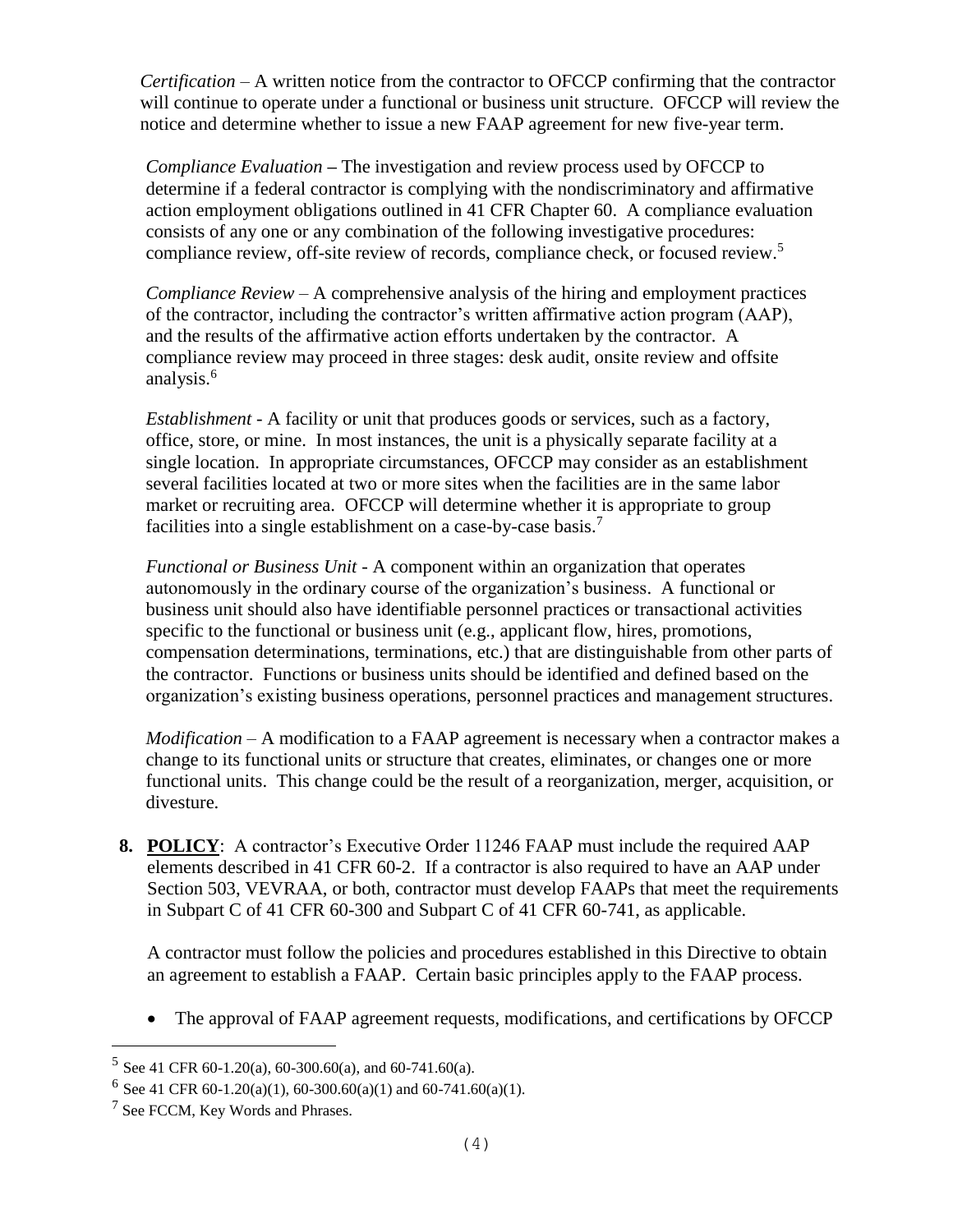*Certification* – A written notice from the contractor to OFCCP confirming that the contractor will continue to operate under a functional or business unit structure. OFCCP will review the notice and determine whether to issue a new FAAP agreement for new five-year term.

*Compliance Evaluation* – The investigation and review process used by OFCCP to determine if a federal contractor is complying with the nondiscriminatory and affirmative action employment obligations outlined in 41 CFR Chapter 60. A compliance evaluation consists of any one or any combination of the following investigative procedures: compliance review, off-site review of records, compliance check, or focused review.[5]

*Compliance Review* – A comprehensive analysis of the hiring and employment practices of the contractor, including the contractor's written affirmative action program (AAP), and the results of the affirmative action efforts undertaken by the contractor. A compliance review may proceed in three stages: desk audit, onsite review and offsite analysis.[6]

*Establishment* - A facility or unit that produces goods or services, such as a factory, office, store, or mine. In most instances, the unit is a physically separate facility at a single location. In appropriate circumstances, OFCCP may consider as an establishment several facilities located at two or more sites when the facilities are in the same labor market or recruiting area. OFCCP will determine whether it is appropriate to group facilities into a single establishment on a case-by-case basis.[7]

*Functional or Business Unit* - A component within an organization that operates autonomously in the ordinary course of the organization's business. A functional or business unit should also have identifiable personnel practices or transactional activities specific to the functional or business unit (e.g., applicant flow, hires, promotions, compensation determinations, terminations, etc.) that are distinguishable from other parts of the contractor. Functions or business units should be identified and defined based on the organization's existing business operations, personnel practices and management structures.

*Modification* – A modification to a FAAP agreement is necessary when a contractor makes a change to its functional units or structure that creates, eliminates, or changes one or more functional units. This change could be the result of a reorganization, merger, acquisition, or divesture.

**8. POLICY**: A contractor's Executive Order 11246 FAAP must include the required AAP elements described in 41 CFR 60-2. If a contractor is also required to have an AAP under Section 503, VEVRAA, or both, contractor must develop FAAPs that meet the requirements in Subpart C of 41 CFR 60-300 and Subpart C of 41 CFR 60-741, as applicable.

A contractor must follow the policies and procedures established in this Directive to obtain an agreement to establish a FAAP. Certain basic principles apply to the FAAP process.

- The approval of FAAP agreement requests, modifications, and certifications by OFCCP

---

[5] See 41 CFR 60-1.20(a), 60-300.60(a), and 60-741.60(a).

[6] See 41 CFR 60-1.20(a)(1), 60-300.60(a)(1) and 60-741.60(a)(1).

[7] See FCCM, Key Words and Phrases.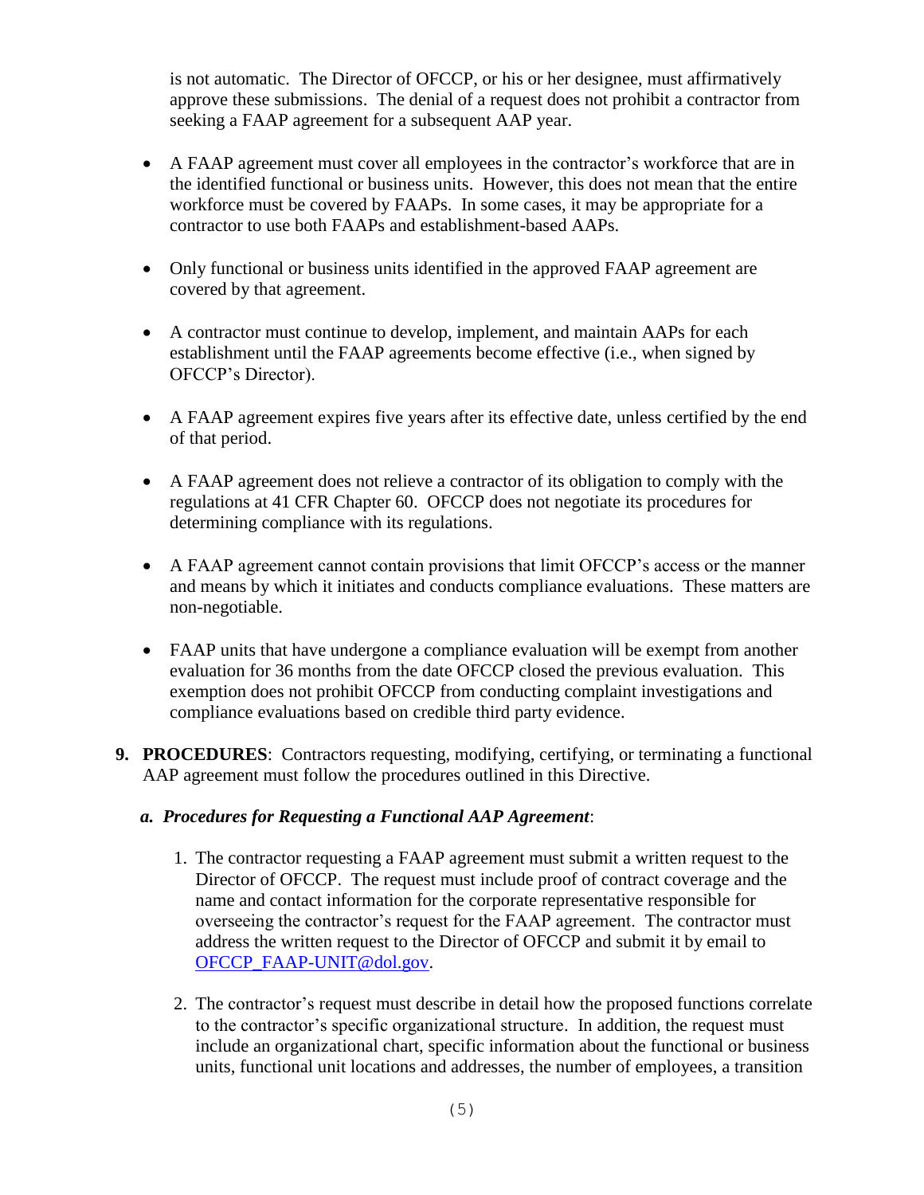is not automatic. The Director of OFCCP, or his or her designee, must affirmatively approve these submissions. The denial of a request does not prohibit a contractor from seeking a FAAP agreement for a subsequent AAP year.

- A FAAP agreement must cover all employees in the contractor's workforce that are in the identified functional or business units. However, this does not mean that the entire workforce must be covered by FAAPs. In some cases, it may be appropriate for a contractor to use both FAAPs and establishment-based AAPs.

- Only functional or business units identified in the approved FAAP agreement are covered by that agreement.

- A contractor must continue to develop, implement, and maintain AAPs for each establishment until the FAAP agreements become effective (i.e., when signed by OFCCP's Director).

- A FAAP agreement expires five years after its effective date, unless certified by the end of that period.

- A FAAP agreement does not relieve a contractor of its obligation to comply with the regulations at 41 CFR Chapter 60. OFCCP does not negotiate its procedures for determining compliance with its regulations.

- A FAAP agreement cannot contain provisions that limit OFCCP's access or the manner and means by which it initiates and conducts compliance evaluations. These matters are non-negotiable.

- FAAP units that have undergone a compliance evaluation will be exempt from another evaluation for 36 months from the date OFCCP closed the previous evaluation. This exemption does not prohibit OFCCP from conducting complaint investigations and compliance evaluations based on credible third party evidence.

**9. PROCEDURES**: Contractors requesting, modifying, certifying, or terminating a functional AAP agreement must follow the procedures outlined in this Directive.

***a. Procedures for Requesting a Functional AAP Agreement***:

1. The contractor requesting a FAAP agreement must submit a written request to the Director of OFCCP. The request must include proof of contract coverage and the name and contact information for the corporate representative responsible for overseeing the contractor's request for the FAAP agreement. The contractor must address the written request to the Director of OFCCP and submit it by email to OFCCP_FAAP-UNIT@dol.gov.

2. The contractor's request must describe in detail how the proposed functions correlate to the contractor's specific organizational structure. In addition, the request must include an organizational chart, specific information about the functional or business units, functional unit locations and addresses, the number of employees, a transition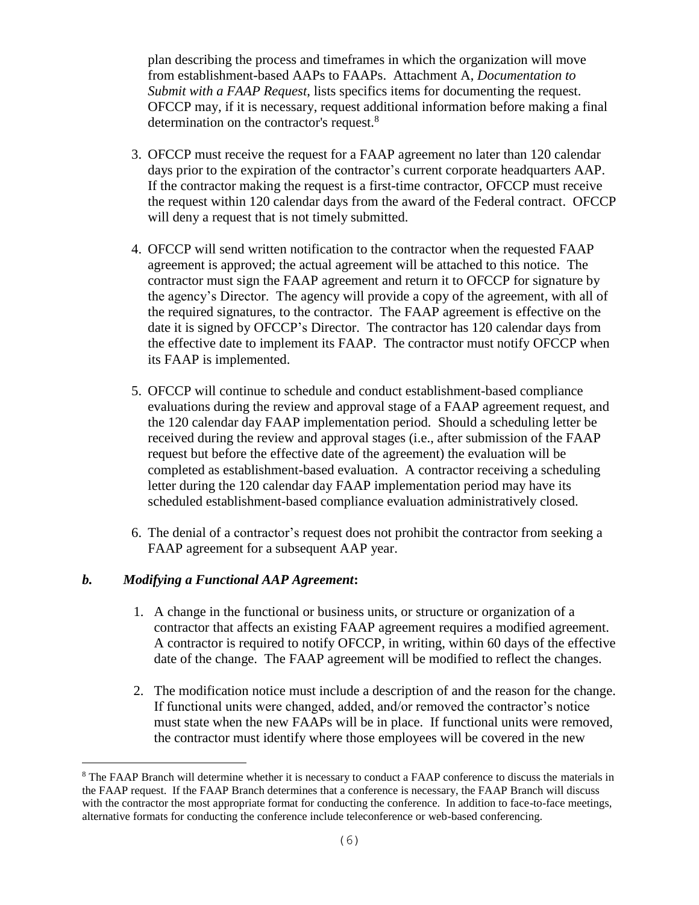plan describing the process and timeframes in which the organization will move from establishment-based AAPs to FAAPs. Attachment A, *Documentation to Submit with a FAAP Request*, lists specifics items for documenting the request. OFCCP may, if it is necessary, request additional information before making a final determination on the contractor's request.[8]

3. OFCCP must receive the request for a FAAP agreement no later than 120 calendar days prior to the expiration of the contractor's current corporate headquarters AAP. If the contractor making the request is a first-time contractor, OFCCP must receive the request within 120 calendar days from the award of the Federal contract. OFCCP will deny a request that is not timely submitted.

4. OFCCP will send written notification to the contractor when the requested FAAP agreement is approved; the actual agreement will be attached to this notice. The contractor must sign the FAAP agreement and return it to OFCCP for signature by the agency's Director. The agency will provide a copy of the agreement, with all of the required signatures, to the contractor. The FAAP agreement is effective on the date it is signed by OFCCP's Director. The contractor has 120 calendar days from the effective date to implement its FAAP. The contractor must notify OFCCP when its FAAP is implemented.

5. OFCCP will continue to schedule and conduct establishment-based compliance evaluations during the review and approval stage of a FAAP agreement request, and the 120 calendar day FAAP implementation period. Should a scheduling letter be received during the review and approval stages (i.e., after submission of the FAAP request but before the effective date of the agreement) the evaluation will be completed as establishment-based evaluation. A contractor receiving a scheduling letter during the 120 calendar day FAAP implementation period may have its scheduled establishment-based compliance evaluation administratively closed.

6. The denial of a contractor's request does not prohibit the contractor from seeking a FAAP agreement for a subsequent AAP year.

***b. Modifying a Functional AAP Agreement*:**

1. A change in the functional or business units, or structure or organization of a contractor that affects an existing FAAP agreement requires a modified agreement. A contractor is required to notify OFCCP, in writing, within 60 days of the effective date of the change. The FAAP agreement will be modified to reflect the changes.

2. The modification notice must include a description of and the reason for the change. If functional units were changed, added, and/or removed the contractor's notice must state when the new FAAPs will be in place. If functional units were removed, the contractor must identify where those employees will be covered in the new

---

[8] The FAAP Branch will determine whether it is necessary to conduct a FAAP conference to discuss the materials in the FAAP request. If the FAAP Branch determines that a conference is necessary, the FAAP Branch will discuss with the contractor the most appropriate format for conducting the conference. In addition to face-to-face meetings, alternative formats for conducting the conference include teleconference or web-based conferencing.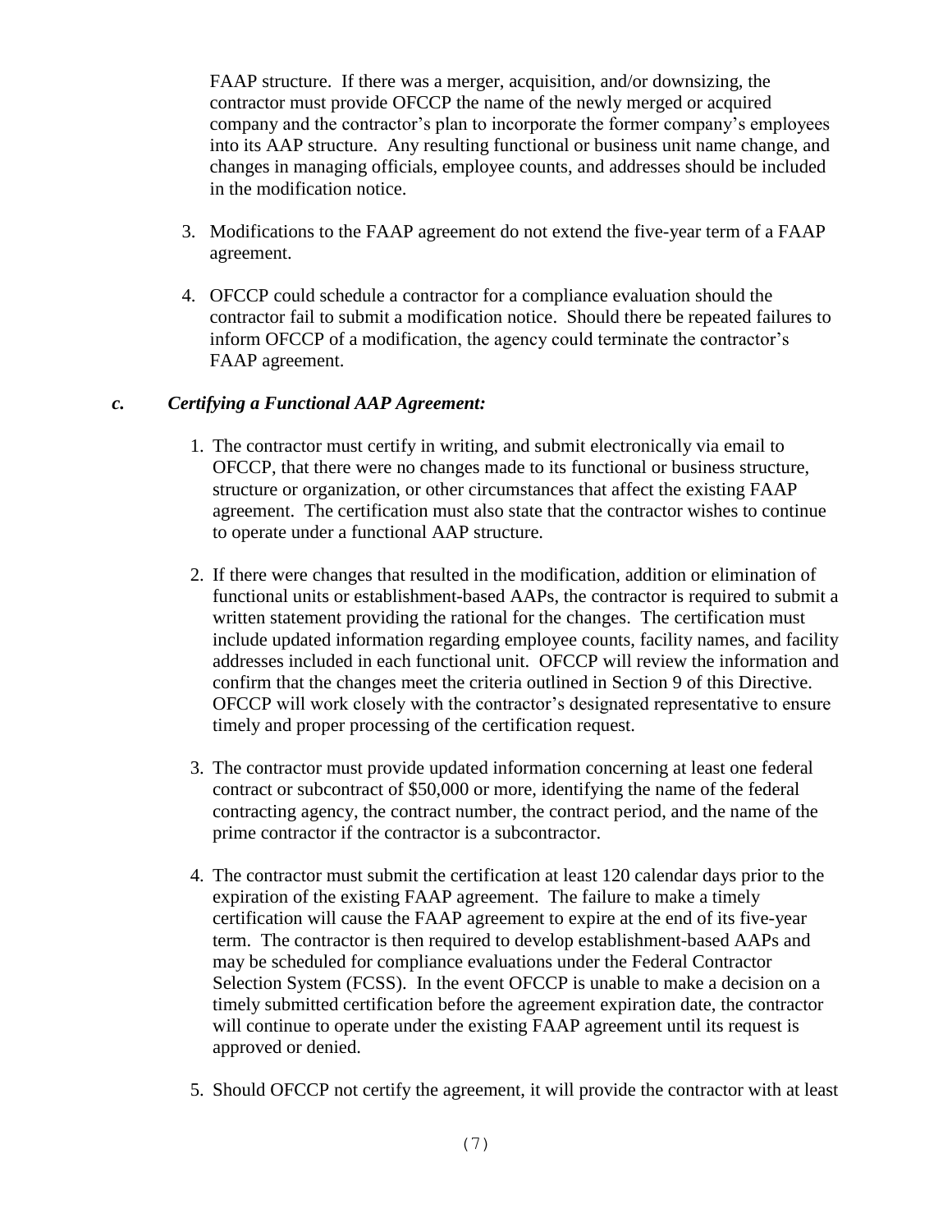FAAP structure. If there was a merger, acquisition, and/or downsizing, the contractor must provide OFCCP the name of the newly merged or acquired company and the contractor's plan to incorporate the former company's employees into its AAP structure. Any resulting functional or business unit name change, and changes in managing officials, employee counts, and addresses should be included in the modification notice.

3. Modifications to the FAAP agreement do not extend the five-year term of a FAAP agreement.

4. OFCCP could schedule a contractor for a compliance evaluation should the contractor fail to submit a modification notice. Should there be repeated failures to inform OFCCP of a modification, the agency could terminate the contractor's FAAP agreement.

### *c. Certifying a Functional AAP Agreement:*

1. The contractor must certify in writing, and submit electronically via email to OFCCP, that there were no changes made to its functional or business structure, structure or organization, or other circumstances that affect the existing FAAP agreement. The certification must also state that the contractor wishes to continue to operate under a functional AAP structure.

2. If there were changes that resulted in the modification, addition or elimination of functional units or establishment-based AAPs, the contractor is required to submit a written statement providing the rational for the changes. The certification must include updated information regarding employee counts, facility names, and facility addresses included in each functional unit. OFCCP will review the information and confirm that the changes meet the criteria outlined in Section 9 of this Directive. OFCCP will work closely with the contractor's designated representative to ensure timely and proper processing of the certification request.

3. The contractor must provide updated information concerning at least one federal contract or subcontract of $50,000 or more, identifying the name of the federal contracting agency, the contract number, the contract period, and the name of the prime contractor if the contractor is a subcontractor.

4. The contractor must submit the certification at least 120 calendar days prior to the expiration of the existing FAAP agreement. The failure to make a timely certification will cause the FAAP agreement to expire at the end of its five-year term. The contractor is then required to develop establishment-based AAPs and may be scheduled for compliance evaluations under the Federal Contractor Selection System (FCSS). In the event OFCCP is unable to make a decision on a timely submitted certification before the agreement expiration date, the contractor will continue to operate under the existing FAAP agreement until its request is approved or denied.

5. Should OFCCP not certify the agreement, it will provide the contractor with at least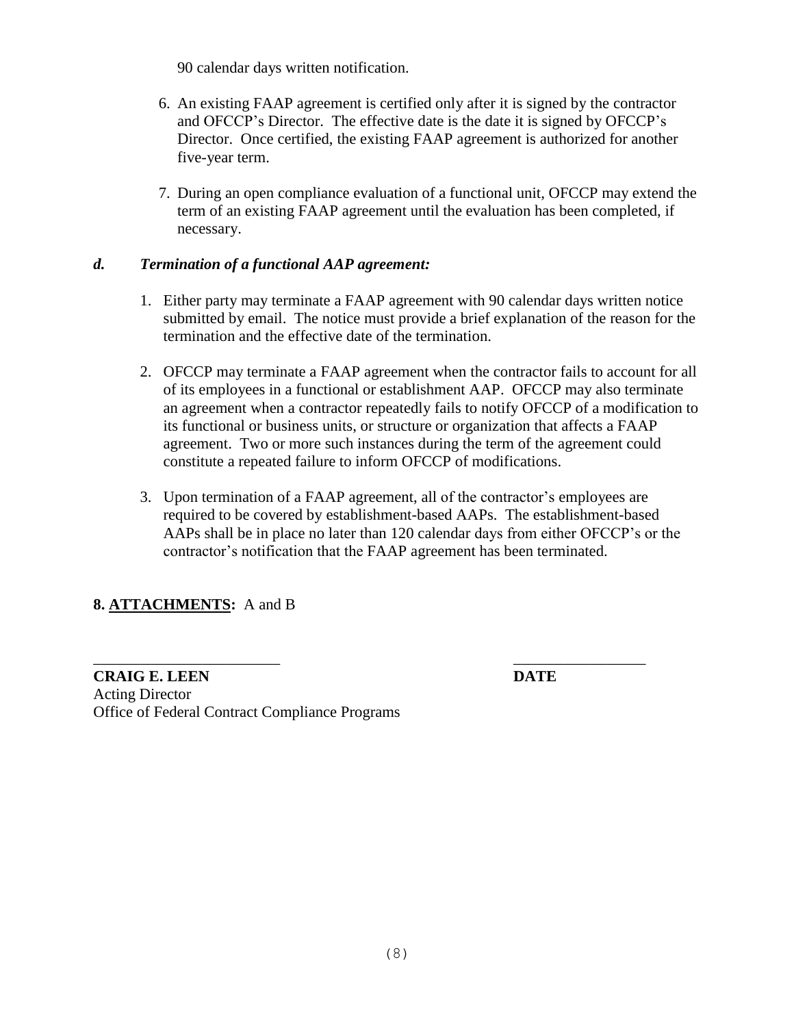90 calendar days written notification.

6. An existing FAAP agreement is certified only after it is signed by the contractor and OFCCP's Director. The effective date is the date it is signed by OFCCP's Director. Once certified, the existing FAAP agreement is authorized for another five-year term.

7. During an open compliance evaluation of a functional unit, OFCCP may extend the term of an existing FAAP agreement until the evaluation has been completed, if necessary.

***d. Termination of a functional AAP agreement:***

1. Either party may terminate a FAAP agreement with 90 calendar days written notice submitted by email. The notice must provide a brief explanation of the reason for the termination and the effective date of the termination.

2. OFCCP may terminate a FAAP agreement when the contractor fails to account for all of its employees in a functional or establishment AAP. OFCCP may also terminate an agreement when a contractor repeatedly fails to notify OFCCP of a modification to its functional or business units, or structure or organization that affects a FAAP agreement. Two or more such instances during the term of the agreement could constitute a repeated failure to inform OFCCP of modifications.

3. Upon termination of a FAAP agreement, all of the contractor's employees are required to be covered by establishment-based AAPs. The establishment-based AAPs shall be in place no later than 120 calendar days from either OFCCP's or the contractor's notification that the FAAP agreement has been terminated.

**8. ATTACHMENTS:** A and B

________________________ ________________

**CRAIG E. LEEN** **DATE**

Acting Director

Office of Federal Contract Compliance Programs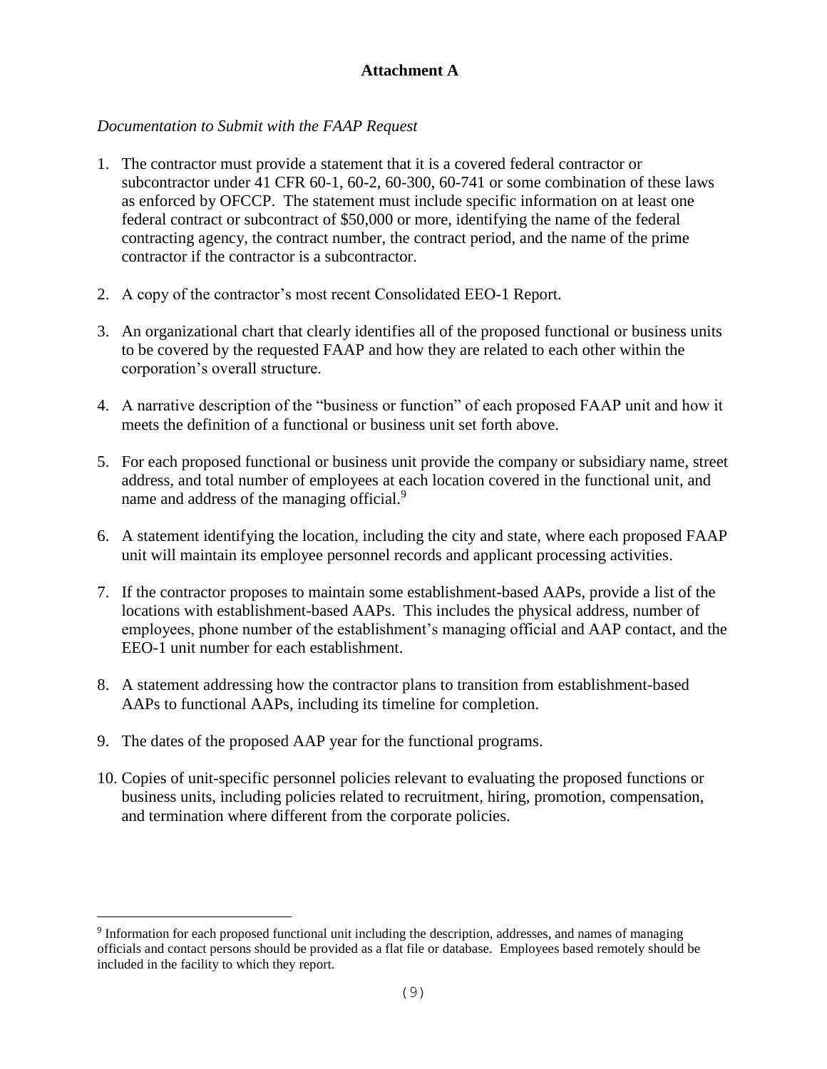# Attachment A

*Documentation to Submit with the FAAP Request*

1. The contractor must provide a statement that it is a covered federal contractor or subcontractor under 41 CFR 60-1, 60-2, 60-300, 60-741 or some combination of these laws as enforced by OFCCP. The statement must include specific information on at least one federal contract or subcontract of $50,000 or more, identifying the name of the federal contracting agency, the contract number, the contract period, and the name of the prime contractor if the contractor is a subcontractor.

2. A copy of the contractor's most recent Consolidated EEO-1 Report.

3. An organizational chart that clearly identifies all of the proposed functional or business units to be covered by the requested FAAP and how they are related to each other within the corporation's overall structure.

4. A narrative description of the "business or function" of each proposed FAAP unit and how it meets the definition of a functional or business unit set forth above.

5. For each proposed functional or business unit provide the company or subsidiary name, street address, and total number of employees at each location covered in the functional unit, and name and address of the managing official.[9]

6. A statement identifying the location, including the city and state, where each proposed FAAP unit will maintain its employee personnel records and applicant processing activities.

7. If the contractor proposes to maintain some establishment-based AAPs, provide a list of the locations with establishment-based AAPs. This includes the physical address, number of employees, phone number of the establishment's managing official and AAP contact, and the EEO-1 unit number for each establishment.

8. A statement addressing how the contractor plans to transition from establishment-based AAPs to functional AAPs, including its timeline for completion.

9. The dates of the proposed AAP year for the functional programs.

10. Copies of unit-specific personnel policies relevant to evaluating the proposed functions or business units, including policies related to recruitment, hiring, promotion, compensation, and termination where different from the corporate policies.

---

[9] Information for each proposed functional unit including the description, addresses, and names of managing officials and contact persons should be provided as a flat file or database. Employees based remotely should be included in the facility to which they report.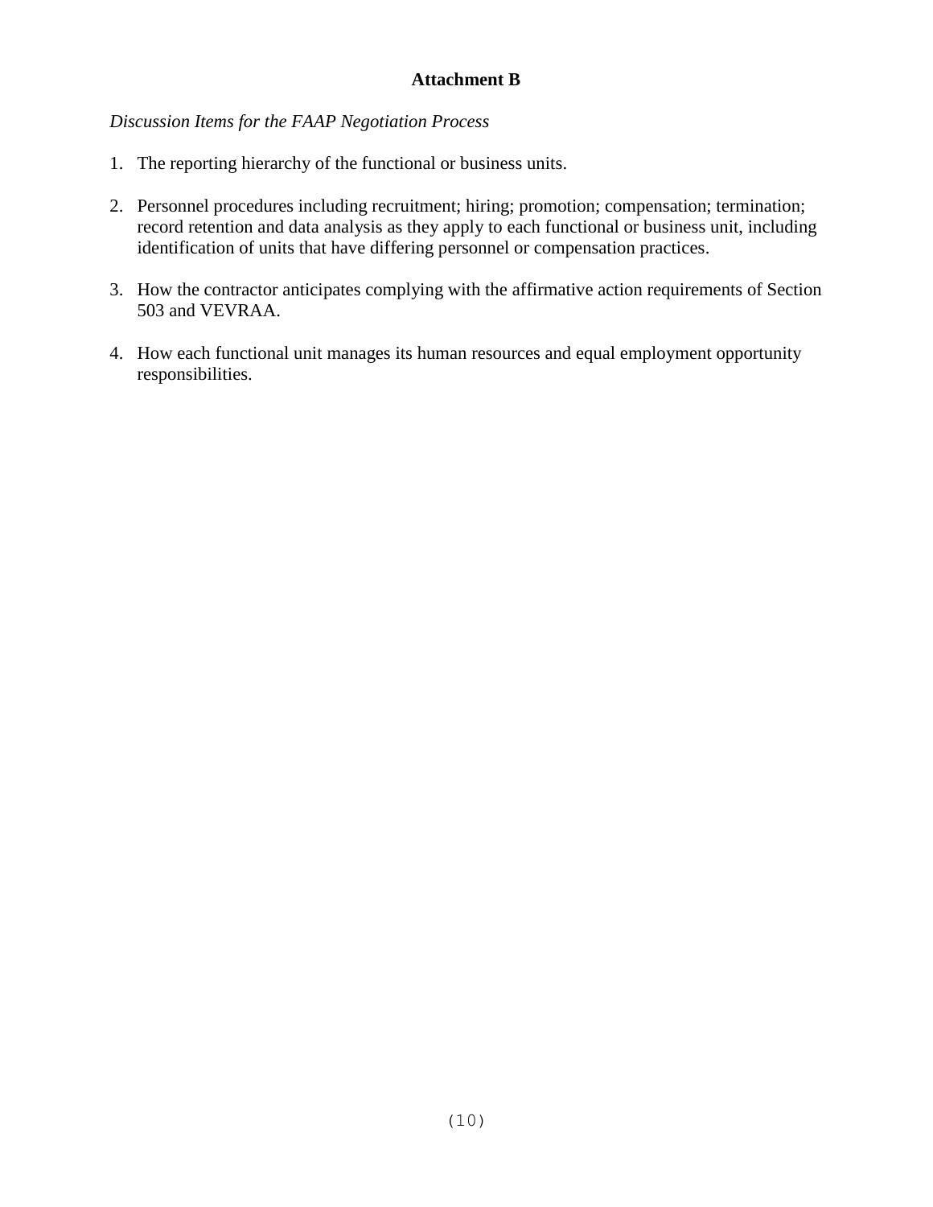**Attachment B**

*Discussion Items for the FAAP Negotiation Process*

1. The reporting hierarchy of the functional or business units.

2. Personnel procedures including recruitment; hiring; promotion; compensation; termination; record retention and data analysis as they apply to each functional or business unit, including identification of units that have differing personnel or compensation practices.

3. How the contractor anticipates complying with the affirmative action requirements of Section 503 and VEVRAA.

4. How each functional unit manages its human resources and equal employment opportunity responsibilities.